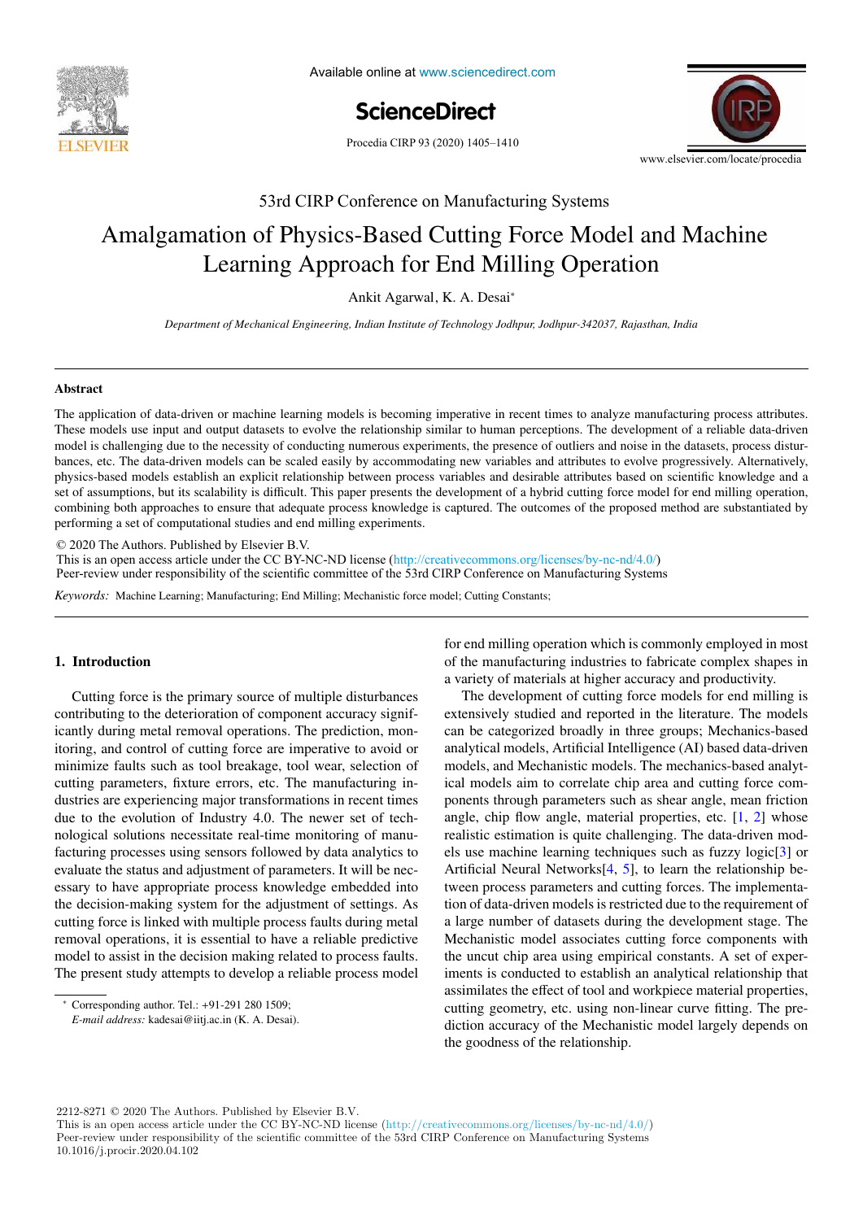53rd CIRP Conference on Manufacturing Systems

# Amalgamation of Physics-Based Cutting Force Model and Machine Learning Approach for End Milling Operation

Ankit Agarwal, K. A. Desai*

*Department of Mechanical Engineering, Indian Institute of Technology Jodhpur, Jodhpur-342037, Rajasthan, India*

## Abstract

The application of data-driven or machine learning models is becoming imperative in recent times to analyze manufacturing process attributes. These models use input and output datasets to evolve the relationship similar to human perceptions. The development of a reliable data-driven model is challenging due to the necessity of conducting numerous experiments, the presence of outliers and noise in the datasets, process disturbances, etc. The data-driven models can be scaled easily by accommodating new variables and attributes to evolve progressively. Alternatively, physics-based models establish an explicit relationship between process variables and desirable attributes based on scientific knowledge and a set of assumptions, but its scalability is difficult. This paper presents the development of a hybrid cutting force model for end milling operation, combining both approaches to ensure that adequate process knowledge is captured. The outcomes of the proposed method are substantiated by performing a set of computational studies and end milling experiments.

© 2020 The Authors. Published by Elsevier B.V.
This is an open access article under the CC BY-NC-ND license (http://creativecommons.org/licenses/by-nc-nd/4.0/)
Peer-review under responsibility of the scientific committee of the 53rd CIRP Conference on Manufacturing Systems

*Keywords:* Machine Learning; Manufacturing; End Milling; Mechanistic force model; Cutting Constants;

## 1. Introduction

Cutting force is the primary source of multiple disturbances contributing to the deterioration of component accuracy significantly during metal removal operations. The prediction, monitoring, and control of cutting force are imperative to avoid or minimize faults such as tool breakage, tool wear, selection of cutting parameters, fixture errors, etc. The manufacturing industries are experiencing major transformations in recent times due to the evolution of Industry 4.0. The newer set of technological solutions necessitate real-time monitoring of manufacturing processes using sensors followed by data analytics to evaluate the status and adjustment of parameters. It will be necessary to have appropriate process knowledge embedded into the decision-making system for the adjustment of settings. As cutting force is linked with multiple process faults during metal removal operations, it is essential to have a reliable predictive model to assist in the decision making related to process faults. The present study attempts to develop a reliable process model for end milling operation which is commonly employed in most of the manufacturing industries to fabricate complex shapes in a variety of materials at higher accuracy and productivity.

The development of cutting force models for end milling is extensively studied and reported in the literature. The models can be categorized broadly in three groups; Mechanics-based analytical models, Artificial Intelligence (AI) based data-driven models, and Mechanistic models. The mechanics-based analytical models aim to correlate chip area and cutting force components through parameters such as shear angle, mean friction angle, chip flow angle, material properties, etc. [1, 2] whose realistic estimation is quite challenging. The data-driven models use machine learning techniques such as fuzzy logic[3] or Artificial Neural Networks[4, 5], to learn the relationship between process parameters and cutting forces. The implementation of data-driven models is restricted due to the requirement of a large number of datasets during the development stage. The Mechanistic model associates cutting force components with the uncut chip area using empirical constants. A set of experiments is conducted to establish an analytical relationship that assimilates the effect of tool and workpiece material properties, cutting geometry, etc. using non-linear curve fitting. The prediction accuracy of the Mechanistic model largely depends on the goodness of the relationship.

* Corresponding author. Tel.: +91-291 280 1509;
*E-mail address:* kadesai@iitj.ac.in (K. A. Desai).

2212-8271 © 2020 The Authors. Published by Elsevier B.V.
This is an open access article under the CC BY-NC-ND license (http://creativecommons.org/licenses/by-nc-nd/4.0/)
Peer-review under responsibility of the scientific committee of the 53rd CIRP Conference on Manufacturing Systems
10.1016/j.procir.2020.04.102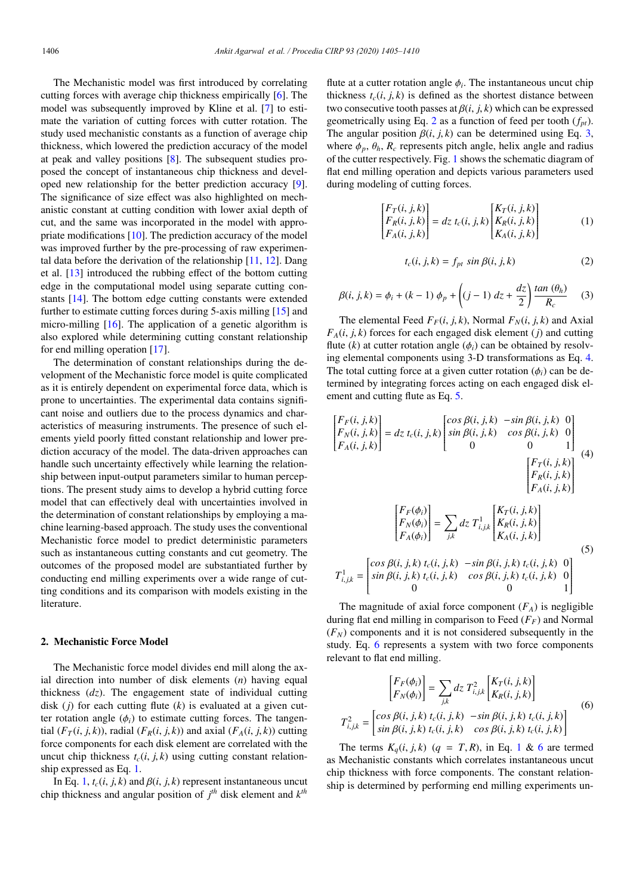The Mechanistic model was first introduced by correlating cutting forces with average chip thickness empirically [6]. The model was subsequently improved by Kline et al. [7] to estimate the variation of cutting forces with cutter rotation. The study used mechanistic constants as a function of average chip thickness, which lowered the prediction accuracy of the model at peak and valley positions [8]. The subsequent studies proposed the concept of instantaneous chip thickness and developed new relationship for the better prediction accuracy [9]. The significance of size effect was also highlighted on mechanistic constant at cutting condition with lower axial depth of cut, and the same was incorporated in the model with appropriate modifications [10]. The prediction accuracy of the model was improved further by the pre-processing of raw experimental data before the derivation of the relationship [11, 12]. Dang et al. [13] introduced the rubbing effect of the bottom cutting edge in the computational model using separate cutting constants [14]. The bottom edge cutting constants were extended further to estimate cutting forces during 5-axis milling [15] and micro-milling [16]. The application of a genetic algorithm is also explored while determining cutting constant relationship for end milling operation [17].

The determination of constant relationships during the development of the Mechanistic force model is quite complicated as it is entirely dependent on experimental force data, which is prone to uncertainties. The experimental data contains significant noise and outliers due to the process dynamics and characteristics of measuring instruments. The presence of such elements yield poorly fitted constant relationship and lower prediction accuracy of the model. The data-driven approaches can handle such uncertainty effectively while learning the relationship between input-output parameters similar to human perceptions. The present study aims to develop a hybrid cutting force model that can effectively deal with uncertainties involved in the determination of constant relationships by employing a machine learning-based approach. The study uses the conventional Mechanistic force model to predict deterministic parameters such as instantaneous cutting constants and cut geometry. The outcomes of the proposed model are substantiated further by conducting end milling experiments over a wide range of cutting conditions and its comparison with models existing in the literature.

## 2. Mechanistic Force Model

The Mechanistic force model divides end mill along the axial direction into number of disk elements ($n$) having equal thickness ($dz$). The engagement state of individual cutting disk ($j$) for each cutting flute ($k$) is evaluated at a given cutter rotation angle ($\phi_i$) to estimate cutting forces. The tangential ($F_T(i, j, k)$), radial ($F_R(i, j, k)$) and axial ($F_A(i, j, k)$) cutting force components for each disk element are correlated with the uncut chip thickness $t_c(i, j, k)$ using cutting constant relationship expressed as Eq. 1.

In Eq. 1, $t_c(i, j, k)$ and $\beta(i, j, k)$ represent instantaneous uncut chip thickness and angular position of $j^{th}$ disk element and $k^{th}$ flute at a cutter rotation angle $\phi_i$. The instantaneous uncut chip thickness $t_c(i, j, k)$ is defined as the shortest distance between two consecutive tooth passes at $\beta(i, j, k)$ which can be expressed geometrically using Eq. 2 as a function of feed per tooth ($f_{pt}$). The angular position $\beta(i, j, k)$ can be determined using Eq. 3, where $\phi_p$, $\theta_h$, $R_c$ represents pitch angle, helix angle and radius of the cutter respectively. Fig. 1 shows the schematic diagram of flat end milling operation and depicts various parameters used during modeling of cutting forces.

$$\begin{bmatrix} F_T(i,j,k) \\ F_R(i,j,k) \\ F_A(i,j,k) \end{bmatrix} = dz\; t_c(i,j,k) \begin{bmatrix} K_T(i,j,k) \\ K_R(i,j,k) \\ K_A(i,j,k) \end{bmatrix} \tag{1}$$

$$t_c(i,j,k) = f_{pt}\; sin\, \beta(i,j,k) \tag{2}$$

$$\beta(i,j,k) = \phi_i + (k-1)\,\phi_p + \left((j-1)\,dz + \frac{dz}{2}\right)\frac{tan\,(\theta_h)}{R_c} \tag{3}$$

The elemental Feed $F_F(i, j, k)$, Normal $F_N(i, j, k)$ and Axial $F_A(i, j, k)$ forces for each engaged disk element ($j$) and cutting flute ($k$) at cutter rotation angle ($\phi_i$) can be obtained by resolving elemental components using 3-D transformations as Eq. 4. The total cutting force at a given cutter rotation ($\phi_i$) can be determined by integrating forces acting on each engaged disk element and cutting flute as Eq. 5.

$$\begin{bmatrix} F_F(i,j,k) \\ F_N(i,j,k) \\ F_A(i,j,k) \end{bmatrix} = dz\; t_c(i,j,k) \begin{bmatrix} cos\,\beta(i,j,k) & -sin\,\beta(i,j,k) & 0 \\ sin\,\beta(i,j,k) & cos\,\beta(i,j,k) & 0 \\ 0 & 0 & 1 \end{bmatrix} \begin{bmatrix} F_T(i,j,k) \\ F_R(i,j,k) \\ F_A(i,j,k) \end{bmatrix} \tag{4}$$

$$\begin{bmatrix} F_F(\phi_i) \\ F_N(\phi_i) \\ F_A(\phi_i) \end{bmatrix} = \sum_{j,k} dz\; T^1_{i,j,k} \begin{bmatrix} K_T(i,j,k) \\ K_R(i,j,k) \\ K_A(i,j,k) \end{bmatrix}$$

$$T^1_{i,j,k} = \begin{bmatrix} cos\,\beta(i,j,k)\; t_c(i,j,k) & -sin\,\beta(i,j,k)\; t_c(i,j,k) & 0 \\ sin\,\beta(i,j,k)\; t_c(i,j,k) & cos\,\beta(i,j,k)\; t_c(i,j,k) & 0 \\ 0 & 0 & 1 \end{bmatrix} \tag{5}$$

The magnitude of axial force component ($F_A$) is negligible during flat end milling in comparison to Feed ($F_F$) and Normal ($F_N$) components and it is not considered subsequently in the study. Eq. 6 represents a system with two force components relevant to flat end milling.

$$\begin{bmatrix} F_F(\phi_i) \\ F_N(\phi_i) \end{bmatrix} = \sum_{j,k} dz\; T^2_{i,j,k} \begin{bmatrix} K_T(i,j,k) \\ K_R(i,j,k) \end{bmatrix}$$

$$T^2_{i,j,k} = \begin{bmatrix} cos\,\beta(i,j,k)\; t_c(i,j,k) & -sin\,\beta(i,j,k)\; t_c(i,j,k) \\ sin\,\beta(i,j,k)\; t_c(i,j,k) & cos\,\beta(i,j,k)\; t_c(i,j,k) \end{bmatrix} \tag{6}$$

The terms $K_q(i, j, k)$ ($q = T, R$), in Eq. 1 & 6 are termed as Mechanistic constants which correlates instantaneous uncut chip thickness with force components. The constant relationship is determined by performing end milling experiments un-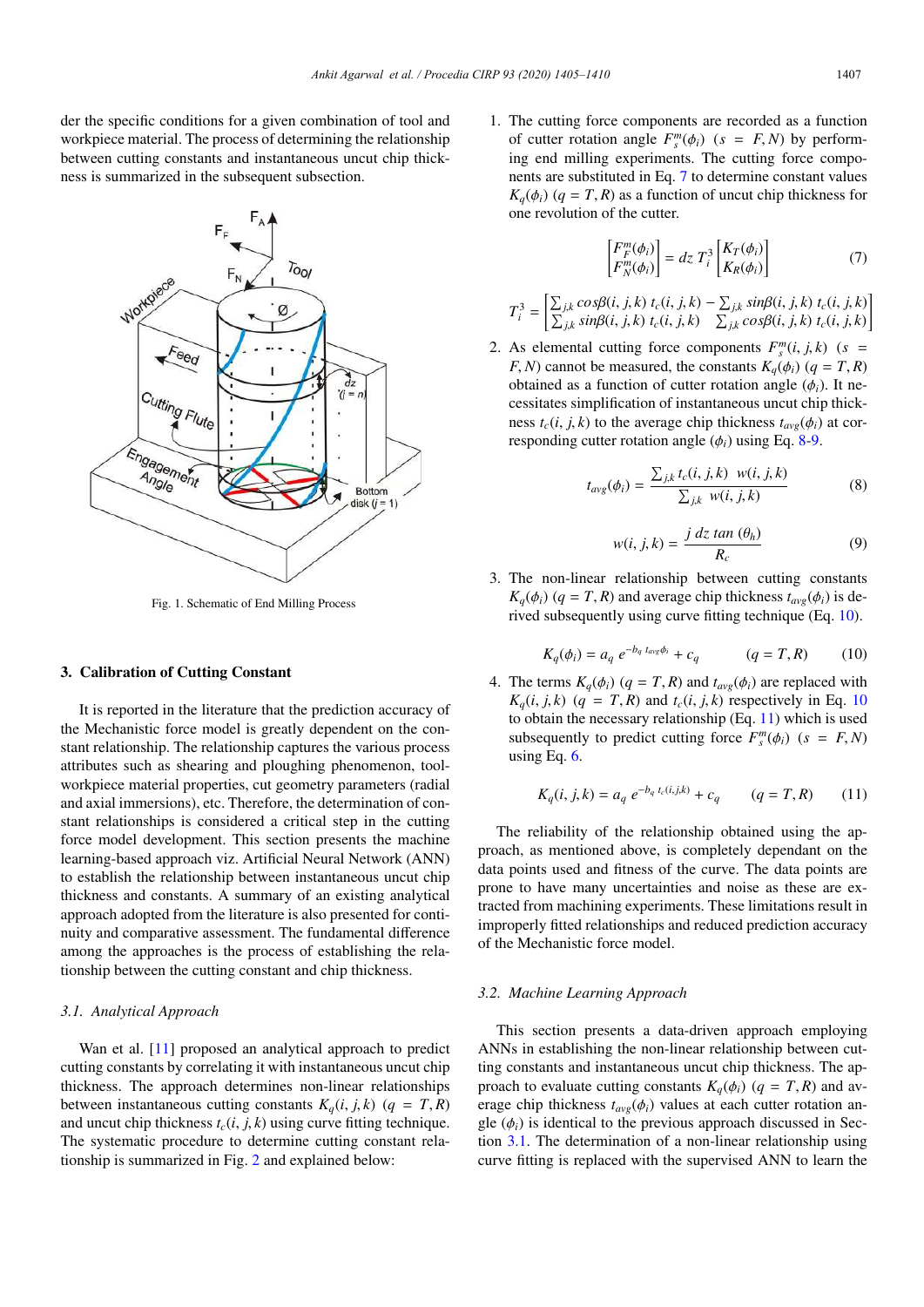der the specific conditions for a given combination of tool and workpiece material. The process of determining the relationship between cutting constants and instantaneous uncut chip thickness is summarized in the subsequent subsection.

Fig. 1. Schematic of End Milling Process

## 3. Calibration of Cutting Constant

It is reported in the literature that the prediction accuracy of the Mechanistic force model is greatly dependent on the constant relationship. The relationship captures the various process attributes such as shearing and ploughing phenomenon, tool-workpiece material properties, cut geometry parameters (radial and axial immersions), etc. Therefore, the determination of constant relationships is considered a critical step in the cutting force model development. This section presents the machine learning-based approach viz. Artificial Neural Network (ANN) to establish the relationship between instantaneous uncut chip thickness and constants. A summary of an existing analytical approach adopted from the literature is also presented for continuity and comparative assessment. The fundamental difference among the approaches is the process of establishing the relationship between the cutting constant and chip thickness.

### 3.1. Analytical Approach

Wan et al. [11] proposed an analytical approach to predict cutting constants by correlating it with instantaneous uncut chip thickness. The approach determines non-linear relationships between instantaneous cutting constants $K_q(i,j,k)$ $(q = T, R)$ and uncut chip thickness $t_c(i,j,k)$ using curve fitting technique. The systematic procedure to determine cutting constant relationship is summarized in Fig. 2 and explained below:

1. The cutting force components are recorded as a function of cutter rotation angle $F_s^m(\phi_i)$ $(s = F, N)$ by performing end milling experiments. The cutting force components are substituted in Eq. 7 to determine constant values $K_q(\phi_i)$ $(q = T, R)$ as a function of uncut chip thickness for one revolution of the cutter.

$$\begin{bmatrix} F_F^m(\phi_i) \\ F_N^m(\phi_i) \end{bmatrix} = dz\ T_i^3 \begin{bmatrix} K_T(\phi_i) \\ K_R(\phi_i) \end{bmatrix} \tag{7}$$

$$T_i^3 = \begin{bmatrix} \sum_{j,k} cos\beta(i,j,k)\ t_c(i,j,k) & -\sum_{j,k} sin\beta(i,j,k)\ t_c(i,j,k) \\ \sum_{j,k} sin\beta(i,j,k)\ t_c(i,j,k) & \sum_{j,k} cos\beta(i,j,k)\ t_c(i,j,k) \end{bmatrix}$$

2. As elemental cutting force components $F_s^m(i,j,k)$ $(s = F, N)$ cannot be measured, the constants $K_q(\phi_i)$ $(q = T, R)$ obtained as a function of cutter rotation angle $(\phi_i)$. It necessitates simplification of instantaneous uncut chip thickness $t_c(i,j,k)$ to the average chip thickness $t_{avg}(\phi_i)$ at corresponding cutter rotation angle $(\phi_i)$ using Eq. 8-9.

$$t_{avg}(\phi_i) = \frac{\sum_{j,k} t_c(i,j,k)\ \ w(i,j,k)}{\sum_{j,k}\ w(i,j,k)} \tag{8}$$

$$w(i,j,k) = \frac{j\ dz\ tan\ (\theta_h)}{R_c} \tag{9}$$

3. The non-linear relationship between cutting constants $K_q(\phi_i)$ $(q = T, R)$ and average chip thickness $t_{avg}(\phi_i)$ is derived subsequently using curve fitting technique (Eq. 10).

$$K_q(\phi_i) = a_q\ e^{-b_q\ t_{avg}\phi_i} + c_q \qquad (q = T, R) \tag{10}$$

4. The terms $K_q(\phi_i)$ $(q = T, R)$ and $t_{avg}(\phi_i)$ are replaced with $K_q(i,j,k)$ $(q = T, R)$ and $t_c(i,j,k)$ respectively in Eq. 10 to obtain the necessary relationship (Eq. 11) which is used subsequently to predict cutting force $F_s^m(\phi_i)$ $(s = F, N)$ using Eq. 6.

$$K_q(i,j,k) = a_q\ e^{-b_q\ t_c(i,j,k)} + c_q \qquad (q = T, R) \tag{11}$$

The reliability of the relationship obtained using the approach, as mentioned above, is completely dependant on the data points used and fitness of the curve. The data points are prone to have many uncertainties and noise as these are extracted from machining experiments. These limitations result in improperly fitted relationships and reduced prediction accuracy of the Mechanistic force model.

### 3.2. Machine Learning Approach

This section presents a data-driven approach employing ANNs in establishing the non-linear relationship between cutting constants and instantaneous uncut chip thickness. The approach to evaluate cutting constants $K_q(\phi_i)$ $(q = T, R)$ and average chip thickness $t_{avg}(\phi_i)$ values at each cutter rotation angle $(\phi_i)$ is identical to the previous approach discussed in Section 3.1. The determination of a non-linear relationship using curve fitting is replaced with the supervised ANN to learn the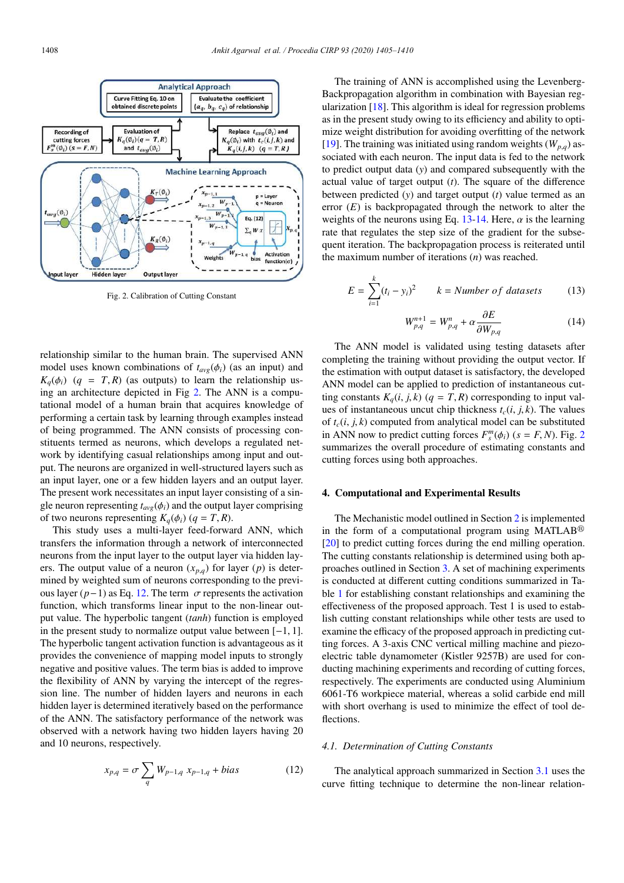Fig. 2. Calibration of Cutting Constant

relationship similar to the human brain. The supervised ANN model uses known combinations of $t_{avg}(\phi_i)$ (as an input) and $K_q(\phi_i)$ $(q = T, R)$ (as outputs) to learn the relationship using an architecture depicted in Fig 2. The ANN is a computational model of a human brain that acquires knowledge of performing a certain task by learning through examples instead of being programmed. The ANN consists of processing constituents termed as neurons, which develops a regulated network by identifying casual relationships among input and output. The neurons are organized in well-structured layers such as an input layer, one or a few hidden layers and an output layer. The present work necessitates an input layer consisting of a single neuron representing $t_{avg}(\phi_i)$ and the output layer comprising of two neurons representing $K_q(\phi_i)$ $(q = T, R)$.

This study uses a multi-layer feed-forward ANN, which transfers the information through a network of interconnected neurons from the input layer to the output layer via hidden layers. The output value of a neuron $(x_{p,q})$ for layer $(p)$ is determined by weighted sum of neurons corresponding to the previous layer $(p-1)$ as Eq. 12. The term $\sigma$ represents the activation function, which transforms linear input to the non-linear output value. The hyperbolic tangent (*tanh*) function is employed in the present study to normalize output value between $[-1, 1]$. The hyperbolic tangent activation function is advantageous as it provides the convenience of mapping model inputs to strongly negative and positive values. The term bias is added to improve the flexibility of ANN by varying the intercept of the regression line. The number of hidden layers and neurons in each hidden layer is determined iteratively based on the performance of the ANN. The satisfactory performance of the network was observed with a network having two hidden layers having 20 and 10 neurons, respectively.

$$x_{p,q} = \sigma \sum_{q} W_{p-1,q}\ x_{p-1,q} + bias \tag{12}$$

The training of ANN is accomplished using the Levenberg-Backpropagation algorithm in combination with Bayesian regularization [18]. This algorithm is ideal for regression problems as in the present study owing to its efficiency and ability to optimize weight distribution for avoiding overfitting of the network [19]. The training was initiated using random weights $(W_{p,q})$ associated with each neuron. The input data is fed to the network to predict output data $(y)$ and compared subsequently with the actual value of target output $(t)$. The square of the difference between predicted $(y)$ and target output $(t)$ value termed as an error $(E)$ is backpropagated through the network to alter the weights of the neurons using Eq. 13-14. Here, $\alpha$ is the learning rate that regulates the step size of the gradient for the subsequent iteration. The backpropagation process is reiterated until the maximum number of iterations $(n)$ was reached.

$$E = \sum_{i=1}^{k} (t_i - y_i)^2 \qquad k = Number\ of\ datasets \tag{13}$$

$$W_{p,q}^{n+1} = W_{p,q}^{n} + \alpha \frac{\partial E}{\partial W_{p,q}} \tag{14}$$

The ANN model is validated using testing datasets after completing the training without providing the output vector. If the estimation with output dataset is satisfactory, the developed ANN model can be applied to prediction of instantaneous cutting constants $K_q(i, j, k)$ $(q = T, R)$ corresponding to input values of instantaneous uncut chip thickness $t_c(i, j, k)$. The values of $t_c(i, j, k)$ computed from analytical model can be substituted in ANN now to predict cutting forces $F_s^m(\phi_i)$ $(s = F, N)$. Fig. 2 summarizes the overall procedure of estimating constants and cutting forces using both approaches.

## 4. Computational and Experimental Results

The Mechanistic model outlined in Section 2 is implemented in the form of a computational program using MATLAB® [20] to predict cutting forces during the end milling operation. The cutting constants relationship is determined using both approaches outlined in Section 3. A set of machining experiments is conducted at different cutting conditions summarized in Table 1 for establishing constant relationships and examining the effectiveness of the proposed approach. Test 1 is used to establish cutting constant relationships while other tests are used to examine the efficacy of the proposed approach in predicting cutting forces. A 3-axis CNC vertical milling machine and piezoelectric table dynamometer (Kistler 9257B) are used for conducting machining experiments and recording of cutting forces, respectively. The experiments are conducted using Aluminium 6061-T6 workpiece material, whereas a solid carbide end mill with short overhang is used to minimize the effect of tool deflections.

### 4.1. Determination of Cutting Constants

The analytical approach summarized in Section 3.1 uses the curve fitting technique to determine the non-linear relation-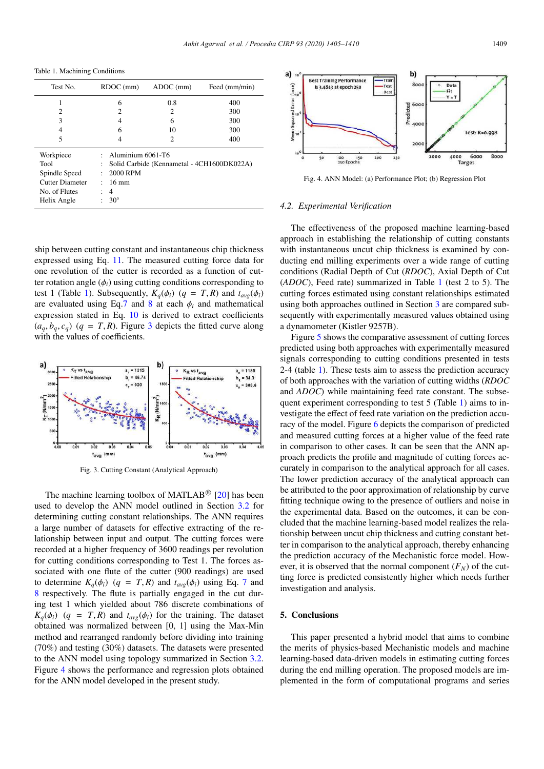Table 1. Machining Conditions

| Test No. | RDOC (mm) | ADOC (mm) | Feed (mm/min) |
|---|---|---|---|
| 1 | 6 | 0.8 | 400 |
| 2 | 2 | 2 | 300 |
| 3 | 4 | 6 | 300 |
| 4 | 6 | 10 | 300 |
| 5 | 4 | 2 | 400 |

| | | |
|---|---|---|
| Workpiece | : | Aluminium 6061-T6 |
| Tool | : | Solid Carbide (Kennametal - 4CH1600DK022A) |
| Spindle Speed | : | 2000 RPM |
| Cutter Diameter | : | 16 mm |
| No. of Flutes | : | 4 |
| Helix Angle | : | 30° |

ship between cutting constant and instantaneous chip thickness expressed using Eq. 11. The measured cutting force data for one revolution of the cutter is recorded as a function of cutter rotation angle ($\phi_i$) using cutting conditions corresponding to test 1 (Table 1). Subsequently, $K_q(\phi_i)$ $(q = T, R)$ and $t_{avg}(\phi_i)$ are evaluated using Eq.7 and 8 at each $\phi_i$ and mathematical expression stated in Eq. 10 is derived to extract coefficients $(a_q, b_q, c_q)$ $(q = T, R)$. Figure 3 depicts the fitted curve along with the values of coefficients.

Fig. 3. Cutting Constant (Analytical Approach)

The machine learning toolbox of MATLAB® [20] has been used to develop the ANN model outlined in Section 3.2 for determining cutting constant relationships. The ANN requires a large number of datasets for effective extracting of the relationship between input and output. The cutting forces were recorded at a higher frequency of 3600 readings per revolution for cutting conditions corresponding to Test 1. The forces associated with one flute of the cutter (900 readings) are used to determine $K_q(\phi_i)$ $(q = T, R)$ and $t_{avg}(\phi_i)$ using Eq. 7 and 8 respectively. The flute is partially engaged in the cut during test 1 which yielded about 786 discrete combinations of $K_q(\phi_i)$ $(q = T, R)$ and $t_{avg}(\phi_i)$ for the training. The dataset obtained was normalized between [0, 1] using the Max-Min method and rearranged randomly before dividing into training (70%) and testing (30%) datasets. The datasets were presented to the ANN model using topology summarized in Section 3.2. Figure 4 shows the performance and regression plots obtained for the ANN model developed in the present study.

Fig. 4. ANN Model: (a) Performance Plot; (b) Regression Plot

### 4.2. Experimental Verification

The effectiveness of the proposed machine learning-based approach in establishing the relationship of cutting constants with instantaneous uncut chip thickness is examined by conducting end milling experiments over a wide range of cutting conditions (Radial Depth of Cut (*RDOC*), Axial Depth of Cut (*ADOC*), Feed rate) summarized in Table 1 (test 2 to 5). The cutting forces estimated using constant relationships estimated using both approaches outlined in Section 3 are compared subsequently with experimentally measured values obtained using a dynamometer (Kistler 9257B).

Figure 5 shows the comparative assessment of cutting forces predicted using both approaches with experimentally measured signals corresponding to cutting conditions presented in tests 2-4 (table 1). These tests aim to assess the prediction accuracy of both approaches with the variation of cutting widths (*RDOC* and *ADOC*) while maintaining feed rate constant. The subsequent experiment corresponding to test 5 (Table 1) aims to investigate the effect of feed rate variation on the prediction accuracy of the model. Figure 6 depicts the comparison of predicted and measured cutting forces at a higher value of the feed rate in comparison to other cases. It can be seen that the ANN approach predicts the profile and magnitude of cutting forces accurately in comparison to the analytical approach for all cases. The lower prediction accuracy of the analytical approach can be attributed to the poor approximation of relationship by curve fitting technique owing to the presence of outliers and noise in the experimental data. Based on the outcomes, it can be concluded that the machine learning-based model realizes the relationship between uncut chip thickness and cutting constant better in comparison to the analytical approach, thereby enhancing the prediction accuracy of the Mechanistic force model. However, it is observed that the normal component ($F_N$) of the cutting force is predicted consistently higher which needs further investigation and analysis.

## 5. Conclusions

This paper presented a hybrid model that aims to combine the merits of physics-based Mechanistic models and machine learning-based data-driven models in estimating cutting forces during the end milling operation. The proposed models are implemented in the form of computational programs and series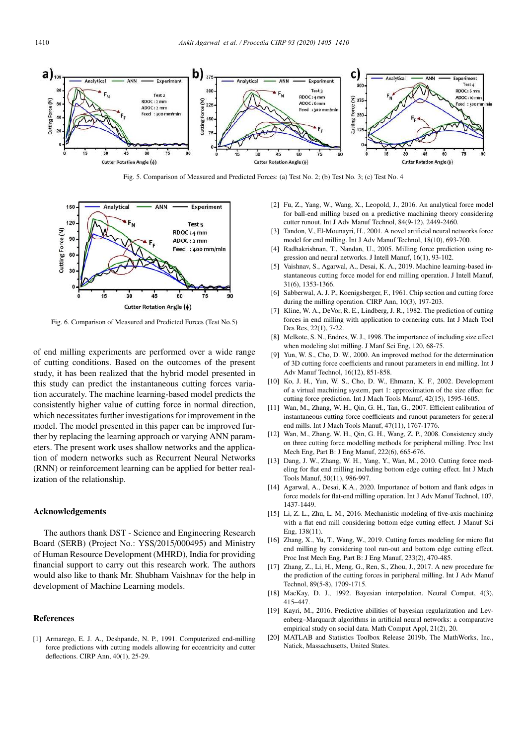a)

Analytical ANN Experiment

Cutting Force (N)

$F_N$

Test 2
RDOC : 2 mm
ADOC : 2 mm
Feed : 300 mm/min

$F_F$

Cutter Rotation Angle (ϕ)

b)

Analytical ANN Experiment

Cutting Force (N)

$F_N$

Test 3
RDOC : 4 mm
ADOC : 6 mm
Feed : 300 mm/min

$F_F$

Cutter Rotation Angle (ϕ)

c)

Analytical ANN Experiment

Test 4
RDOC : 6 mm
ADOC : 10 mm
Feed : 300 mm/min

Cutting Force (N)

$F_N$

$F_F$

Cutter Rotation Angle (ϕ)

Fig. 5. Comparison of Measured and Predicted Forces: (a) Test No. 2; (b) Test No. 3; (c) Test No. 4

Analytical ANN Experiment

Cutting Force (N)

$F_N$

Test 5
RDOC : 4 mm
ADOC : 2 mm
Feed : 400 mm/min

$F_F$

Cutter Rotation Angle (ϕ)

Fig. 6. Comparison of Measured and Predicted Forces (Test No.5)

of end milling experiments are performed over a wide range of cutting conditions. Based on the outcomes of the present study, it has been realized that the hybrid model presented in this study can predict the instantaneous cutting forces variation accurately. The machine learning-based model predicts the consistently higher value of cutting force in normal direction, which necessitates further investigations for improvement in the model. The model presented in this paper can be improved further by replacing the learning approach or varying ANN parameters. The present work uses shallow networks and the application of modern networks such as Recurrent Neural Networks (RNN) or reinforcement learning can be applied for better realization of the relationship.

## Acknowledgements

The authors thank DST - Science and Engineering Research Board (SERB) (Project No.: YSS/2015/000495) and Ministry of Human Resource Development (MHRD), India for providing financial support to carry out this research work. The authors would also like to thank Mr. Shubham Vaishnav for the help in development of Machine Learning models.

## References

[1] Armarego, E. J. A., Deshpande, N. P., 1991. Computerized end-milling force predictions with cutting models allowing for eccentricity and cutter deflections. CIRP Ann, 40(1), 25-29.

[2] Fu, Z., Yang, W., Wang, X., Leopold, J., 2016. An analytical force model for ball-end milling based on a predictive machining theory considering cutter runout. Int J Adv Manuf Technol, 84(9-12), 2449-2460.

[3] Tandon, V., El-Mounayri, H., 2001. A novel artificial neural networks force model for end milling. Int J Adv Manuf Technol, 18(10), 693-700.

[4] Radhakrishnan, T., Nandan, U., 2005. Milling force prediction using regression and neural networks. J Intell Manuf, 16(1), 93-102.

[5] Vaishnav, S., Agarwal, A., Desai, K. A., 2019. Machine learning-based instantaneous cutting force model for end milling operation. J Intell Manuf, 31(6), 1353-1366.

[6] Sabberwal, A. J. P., Koenigsberger, F., 1961. Chip section and cutting force during the milling operation. CIRP Ann, 10(3), 197-203.

[7] Kline, W. A., DeVor, R. E., Lindberg, J. R., 1982. The prediction of cutting forces in end milling with application to cornering cuts. Int J Mach Tool Des Res, 22(1), 7-22.

[8] Melkote, S. N., Endres, W. J., 1998. The importance of including size effect when modeling slot milling. J Manf Sci Eng, 120, 68-75.

[9] Yun, W. S., Cho, D. W., 2000. An improved method for the determination of 3D cutting force coefficients and runout parameters in end milling. Int J Adv Manuf Technol, 16(12), 851-858.

[10] Ko, J. H., Yun, W. S., Cho, D. W., Ehmann, K. F., 2002. Development of a virtual machining system, part 1: approximation of the size effect for cutting force prediction. Int J Mach Tools Manuf, 42(15), 1595-1605.

[11] Wan, M., Zhang, W. H., Qin, G. H., Tan, G., 2007. Efficient calibration of instantaneous cutting force coefficients and runout parameters for general end mills. Int J Mach Tools Manuf, 47(11), 1767-1776.

[12] Wan, M., Zhang, W. H., Qin, G. H., Wang, Z. P., 2008. Consistency study on three cutting force modelling methods for peripheral milling. Proc Inst Mech Eng, Part B: J Eng Manuf, 222(6), 665-676.

[13] Dang, J. W., Zhang, W. H., Yang, Y., Wan, M., 2010. Cutting force modeling for flat end milling including bottom edge cutting effect. Int J Mach Tools Manuf, 50(11), 986-997.

[14] Agarwal, A., Desai, K.A., 2020. Importance of bottom and flank edges in force models for flat-end milling operation. Int J Adv Manuf Technol, 107, 1437-1449.

[15] Li, Z. L., Zhu, L. M., 2016. Mechanistic modeling of five-axis machining with a flat end mill considering bottom edge cutting effect. J Manuf Sci Eng, 138(11).

[16] Zhang, X., Yu, T., Wang, W., 2019. Cutting forces modeling for micro flat end milling by considering tool run-out and bottom edge cutting effect. Proc Inst Mech Eng, Part B: J Eng Manuf, 233(2), 470-485.

[17] Zhang, Z., Li, H., Meng, G., Ren, S., Zhou, J., 2017. A new procedure for the prediction of the cutting forces in peripheral milling. Int J Adv Manuf Technol, 89(5-8), 1709-1715.

[18] MacKay, D. J., 1992. Bayesian interpolation. Neural Comput, 4(3), 415–447.

[19] Kayri, M., 2016. Predictive abilities of bayesian regularization and Levenberg–Marquardt algorithms in artificial neural networks: a comparative empirical study on social data. Math Comput Appl, 21(2), 20.

[20] MATLAB and Statistics Toolbox Release 2019b, The MathWorks, Inc., Natick, Massachusetts, United States.